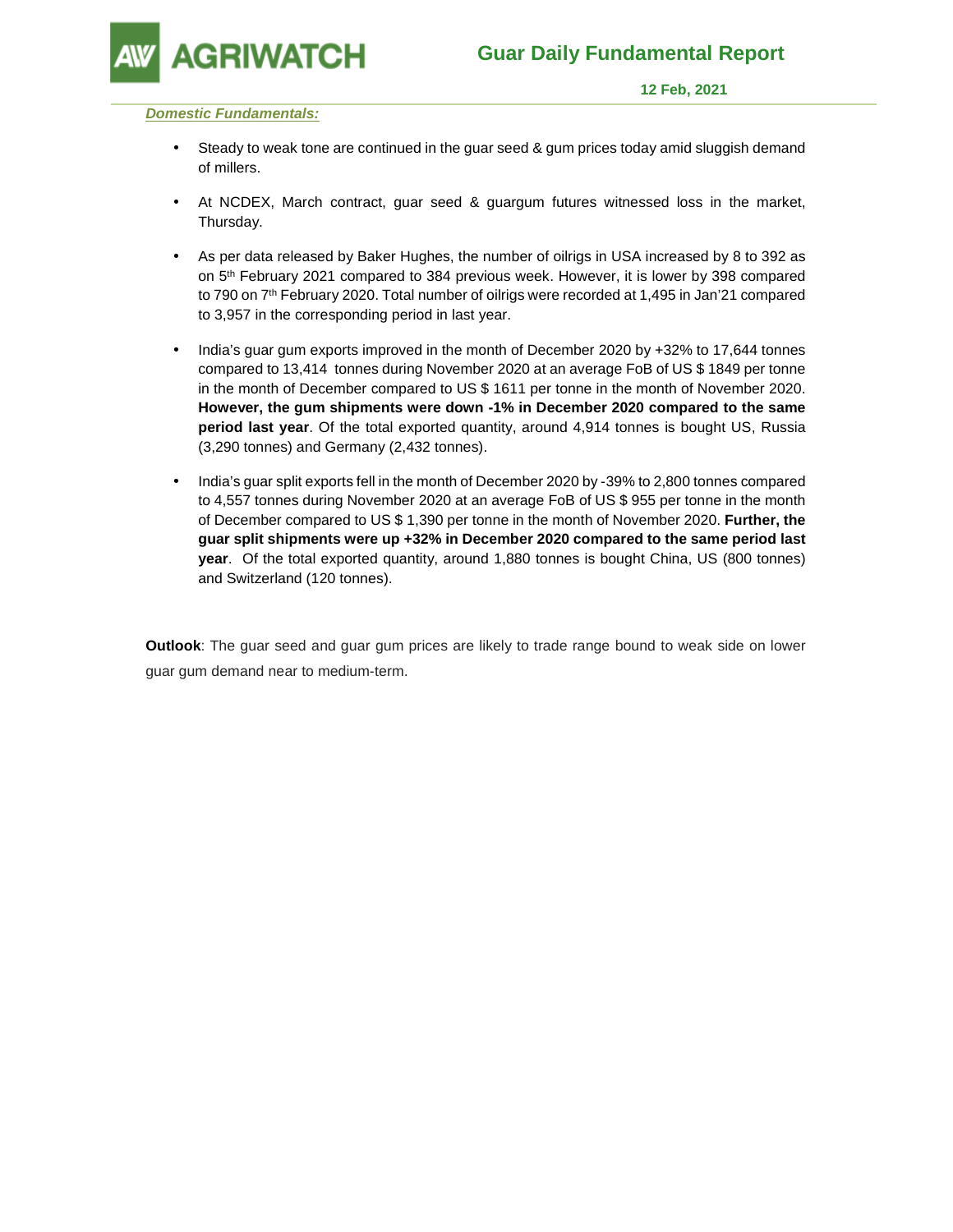# Guar Daily Fundamental Report

**12 Feb, 2021**

***Domestic Fundamentals:***

- Steady to weak tone are continued in the guar seed & gum prices today amid sluggish demand of millers.

- At NCDEX, March contract, guar seed & guargum futures witnessed loss in the market, Thursday.

- As per data released by Baker Hughes, the number of oilrigs in USA increased by 8 to 392 as on 5th February 2021 compared to 384 previous week. However, it is lower by 398 compared to 790 on 7th February 2020. Total number of oilrigs were recorded at 1,495 in Jan'21 compared to 3,957 in the corresponding period in last year.

- India's guar gum exports improved in the month of December 2020 by +32% to 17,644 tonnes compared to 13,414 tonnes during November 2020 at an average FoB of US $ 1849 per tonne in the month of December compared to US $ 1611 per tonne in the month of November 2020. **However, the gum shipments were down -1% in December 2020 compared to the same period last year**. Of the total exported quantity, around 4,914 tonnes is bought US, Russia (3,290 tonnes) and Germany (2,432 tonnes).

- India's guar split exports fell in the month of December 2020 by -39% to 2,800 tonnes compared to 4,557 tonnes during November 2020 at an average FoB of US $ 955 per tonne in the month of December compared to US $ 1,390 per tonne in the month of November 2020. **Further, the guar split shipments were up +32% in December 2020 compared to the same period last year**. Of the total exported quantity, around 1,880 tonnes is bought China, US (800 tonnes) and Switzerland (120 tonnes).

**Outlook**: The guar seed and guar gum prices are likely to trade range bound to weak side on lower guar gum demand near to medium-term.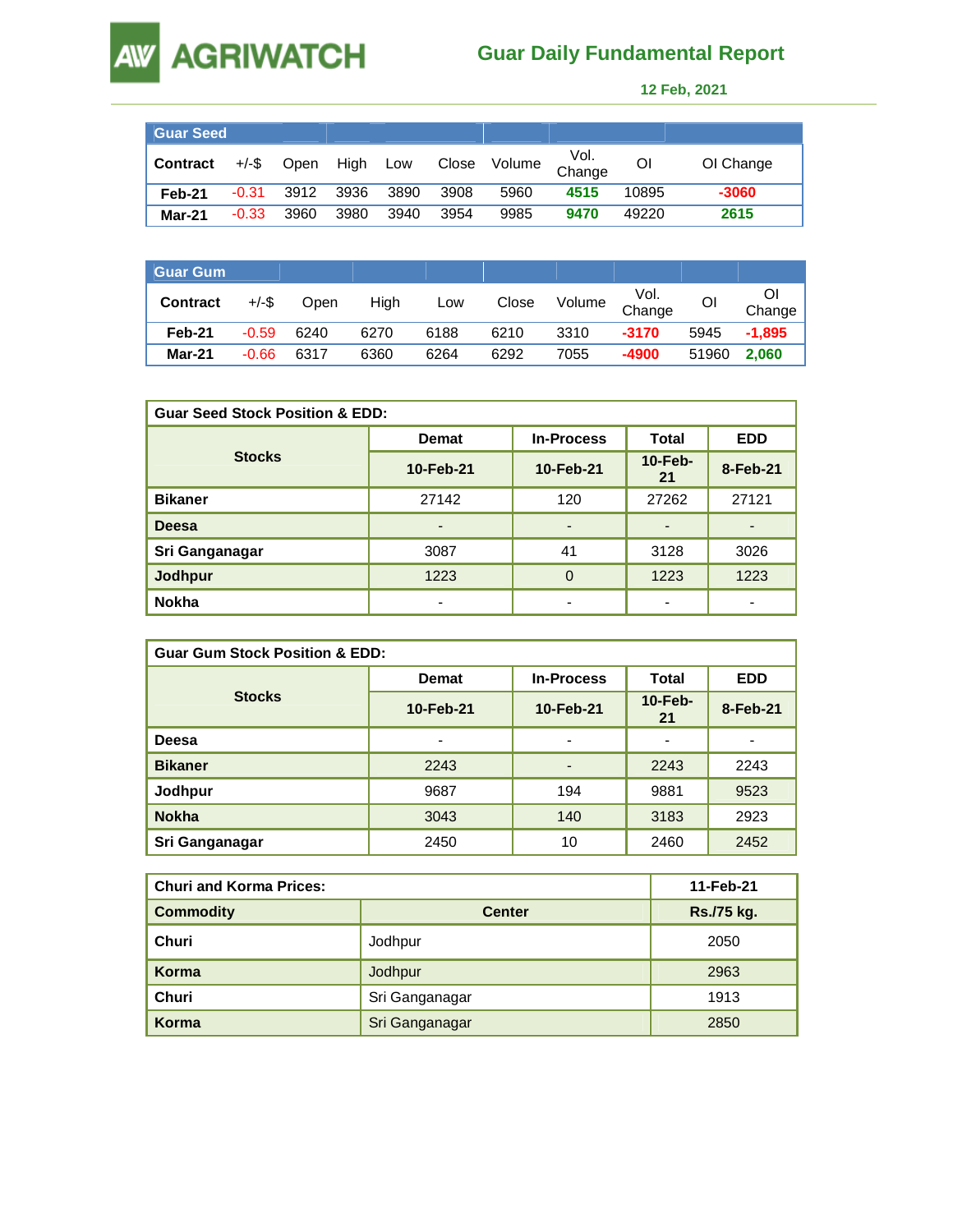# Guar Daily Fundamental Report

**12 Feb, 2021**

| Guar Seed | | | | | | | | | |
|---|---|---|---|---|---|---|---|---|---|
| **Contract** | +/-$ | Open | High | Low | Close | Volume | Vol. Change | OI | OI Change |
| **Feb-21** | -0.31 | 3912 | 3936 | 3890 | 3908 | 5960 | **4515** | 10895 | **-3060** |
| **Mar-21** | -0.33 | 3960 | 3980 | 3940 | 3954 | 9985 | **9470** | 49220 | **2615** |

| Guar Gum | | | | | | | | | |
|---|---|---|---|---|---|---|---|---|---|
| **Contract** | +/-$ | Open | High | Low | Close | Volume | Vol. Change | OI | OI Change |
| **Feb-21** | -0.59 | 6240 | 6270 | 6188 | 6210 | 3310 | **-3170** | 5945 | **-1,895** |
| **Mar-21** | -0.66 | 6317 | 6360 | 6264 | 6292 | 7055 | **-4900** | 51960 | **2,060** |

| Guar Seed Stock Position & EDD: | | | | |
|---|---|---|---|---|
| **Stocks** | **Demat** | **In-Process** | **Total** | **EDD** |
| | **10-Feb-21** | **10-Feb-21** | **10-Feb-21** | **8-Feb-21** |
| **Bikaner** | 27142 | 120 | 27262 | 27121 |
| **Deesa** | - | - | - | - |
| **Sri Ganganagar** | 3087 | 41 | 3128 | 3026 |
| **Jodhpur** | 1223 | 0 | 1223 | 1223 |
| **Nokha** | - | - | - | - |

| Guar Gum Stock Position & EDD: | | | | |
|---|---|---|---|---|
| **Stocks** | **Demat** | **In-Process** | **Total** | **EDD** |
| | **10-Feb-21** | **10-Feb-21** | **10-Feb-21** | **8-Feb-21** |
| **Deesa** | - | - | - | - |
| **Bikaner** | 2243 | - | 2243 | 2243 |
| **Jodhpur** | 9687 | 194 | 9881 | 9523 |
| **Nokha** | 3043 | 140 | 3183 | 2923 |
| **Sri Ganganagar** | 2450 | 10 | 2460 | 2452 |

| Churi and Korma Prices: | | 11-Feb-21 |
|---|---|---|
| **Commodity** | **Center** | **Rs./75 kg.** |
| **Churi** | Jodhpur | 2050 |
| **Korma** | Jodhpur | 2963 |
| **Churi** | Sri Ganganagar | 1913 |
| **Korma** | Sri Ganganagar | 2850 |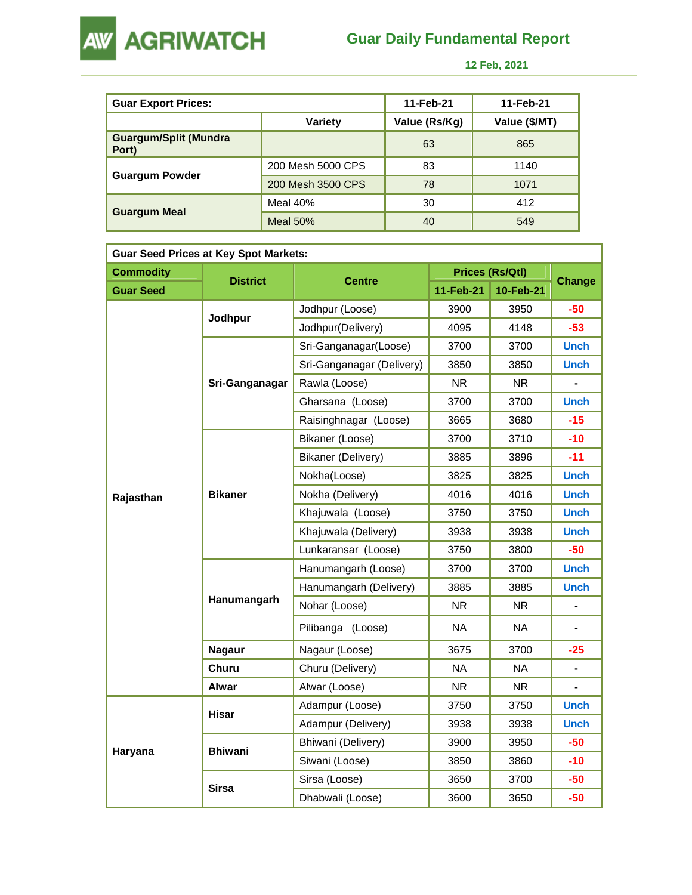# AGRIWATCH

## Guar Daily Fundamental Report

12 Feb, 2021

| Guar Export Prices: | | 11-Feb-21 | 11-Feb-21 |
|---|---|---|---|
| | Variety | Value (Rs/Kg) | Value ($/MT) |
| Guargum/Split (Mundra Port) | | 63 | 865 |
| Guargum Powder | 200 Mesh 5000 CPS | 83 | 1140 |
| | 200 Mesh 3500 CPS | 78 | 1071 |
| Guargum Meal | Meal 40% | 30 | 412 |
| | Meal 50% | 40 | 549 |

| Guar Seed Prices at Key Spot Markets: | | | | | |
|---|---|---|---|---|---|
| Commodity | District | Centre | Prices (Rs/Qtl) | | Change |
| Guar Seed | | | 11-Feb-21 | 10-Feb-21 | |
| Rajasthan | Jodhpur | Jodhpur (Loose) | 3900 | 3950 | -50 |
| | | Jodhpur(Delivery) | 4095 | 4148 | -53 |
| | Sri-Ganganagar | Sri-Ganganagar(Loose) | 3700 | 3700 | Unch |
| | | Sri-Ganganagar (Delivery) | 3850 | 3850 | Unch |
| | | Rawla (Loose) | NR | NR | - |
| | | Gharsana (Loose) | 3700 | 3700 | Unch |
| | | Raisinghnagar (Loose) | 3665 | 3680 | -15 |
| | Bikaner | Bikaner (Loose) | 3700 | 3710 | -10 |
| | | Bikaner (Delivery) | 3885 | 3896 | -11 |
| | | Nokha(Loose) | 3825 | 3825 | Unch |
| | | Nokha (Delivery) | 4016 | 4016 | Unch |
| | | Khajuwala (Loose) | 3750 | 3750 | Unch |
| | | Khajuwala (Delivery) | 3938 | 3938 | Unch |
| | | Lunkaransar (Loose) | 3750 | 3800 | -50 |
| | Hanumangarh | Hanumangarh (Loose) | 3700 | 3700 | Unch |
| | | Hanumangarh (Delivery) | 3885 | 3885 | Unch |
| | | Nohar (Loose) | NR | NR | - |
| | | Pilibanga (Loose) | NA | NA | - |
| | Nagaur | Nagaur (Loose) | 3675 | 3700 | -25 |
| | Churu | Churu (Delivery) | NA | NA | - |
| | Alwar | Alwar (Loose) | NR | NR | - |
| Haryana | Hisar | Adampur (Loose) | 3750 | 3750 | Unch |
| | | Adampur (Delivery) | 3938 | 3938 | Unch |
| | Bhiwani | Bhiwani (Delivery) | 3900 | 3950 | -50 |
| | | Siwani (Loose) | 3850 | 3860 | -10 |
| | Sirsa | Sirsa (Loose) | 3650 | 3700 | -50 |
| | | Dhabwali (Loose) | 3600 | 3650 | -50 |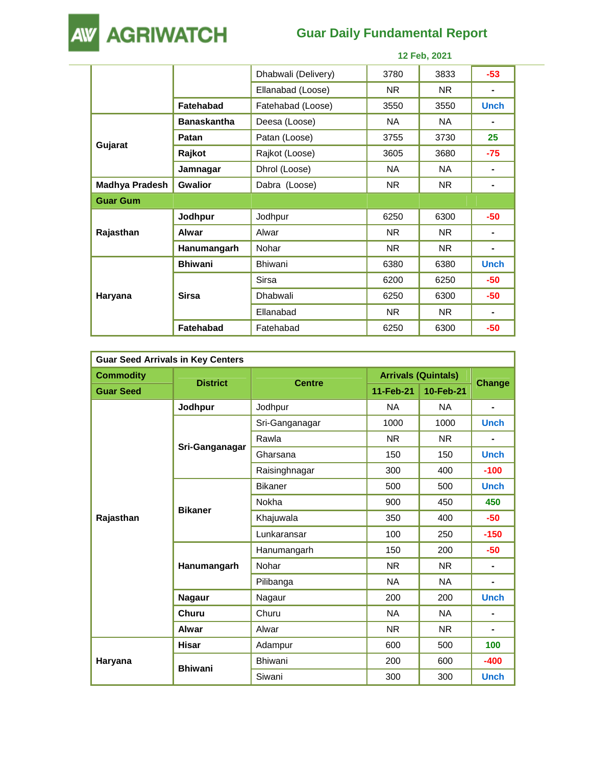| | | | | | |
|---|---|---|---|---|---|
| | | Dhabwali (Delivery) | 3780 | 3833 | -53 |
| | | Ellanabad (Loose) | NR | NR | - |
| | **Fatehabad** | Fatehabad (Loose) | 3550 | 3550 | Unch |
| **Gujarat** | **Banaskantha** | Deesa (Loose) | NA | NA | - |
| | **Patan** | Patan (Loose) | 3755 | 3730 | 25 |
| | **Rajkot** | Rajkot (Loose) | 3605 | 3680 | -75 |
| | **Jamnagar** | Dhrol (Loose) | NA | NA | - |
| **Madhya Pradesh** | **Gwalior** | Dabra (Loose) | NR | NR | - |
| **Guar Gum** | | | | | |
| **Rajasthan** | **Jodhpur** | Jodhpur | 6250 | 6300 | -50 |
| | **Alwar** | Alwar | NR | NR | - |
| | **Hanumangarh** | Nohar | NR | NR | - |
| **Haryana** | **Bhiwani** | Bhiwani | 6380 | 6380 | Unch |
| | **Sirsa** | Sirsa | 6200 | 6250 | -50 |
| | | Dhabwali | 6250 | 6300 | -50 |
| | | Ellanabad | NR | NR | - |
| | **Fatehabad** | Fatehabad | 6250 | 6300 | -50 |

| **Guar Seed Arrivals in Key Centers** | | | | | |
|---|---|---|---|---|---|
| **Commodity** | **District** | **Centre** | **Arrivals (Quintals)** | | **Change** |
| **Guar Seed** | | | **11-Feb-21** | **10-Feb-21** | |
| **Rajasthan** | **Jodhpur** | Jodhpur | NA | NA | - |
| | **Sri-Ganganagar** | Sri-Ganganagar | 1000 | 1000 | Unch |
| | | Rawla | NR | NR | - |
| | | Gharsana | 150 | 150 | Unch |
| | | Raisinghnagar | 300 | 400 | -100 |
| | **Bikaner** | Bikaner | 500 | 500 | Unch |
| | | Nokha | 900 | 450 | 450 |
| | | Khajuwala | 350 | 400 | -50 |
| | | Lunkaransar | 100 | 250 | -150 |
| | **Hanumangarh** | Hanumangarh | 150 | 200 | -50 |
| | | Nohar | NR | NR | - |
| | | Pilibanga | NA | NA | - |
| | **Nagaur** | Nagaur | 200 | 200 | Unch |
| | **Churu** | Churu | NA | NA | - |
| | **Alwar** | Alwar | NR | NR | - |
| **Haryana** | **Hisar** | Adampur | 600 | 500 | 100 |
| | **Bhiwani** | Bhiwani | 200 | 600 | -400 |
| | | Siwani | 300 | 300 | Unch |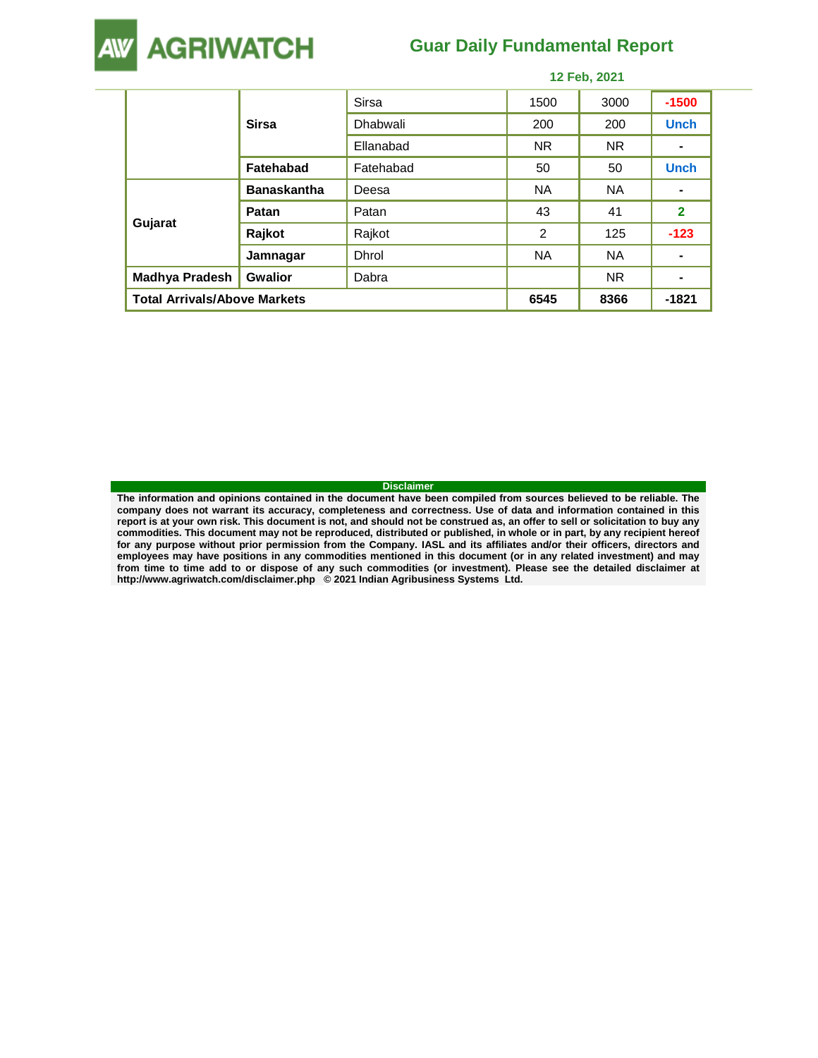| | | | | | |
|---|---|---|---|---|---|
| | Sirsa | Sirsa | 1500 | 3000 | -1500 |
| | | Dhabwali | 200 | 200 | Unch |
| | | Ellanabad | NR | NR | - |
| | Fatehabad | Fatehabad | 50 | 50 | Unch |
| Gujarat | Banaskantha | Deesa | NA | NA | - |
| | Patan | Patan | 43 | 41 | 2 |
| | Rajkot | Rajkot | 2 | 125 | -123 |
| | Jamnagar | Dhrol | NA | NA | - |
| Madhya Pradesh | Gwalior | Dabra | | NR | - |
| **Total Arrivals/Above Markets** | | | **6545** | **8366** | **-1821** |

**Disclaimer**

**The information and opinions contained in the document have been compiled from sources believed to be reliable. The company does not warrant its accuracy, completeness and correctness. Use of data and information contained in this report is at your own risk. This document is not, and should not be construed as, an offer to sell or solicitation to buy any commodities. This document may not be reproduced, distributed or published, in whole or in part, by any recipient hereof for any purpose without prior permission from the Company. IASL and its affiliates and/or their officers, directors and employees may have positions in any commodities mentioned in this document (or in any related investment) and may from time to time add to or dispose of any such commodities (or investment). Please see the detailed disclaimer at http://www.agriwatch.com/disclaimer.php © 2021 Indian Agribusiness Systems Ltd.**